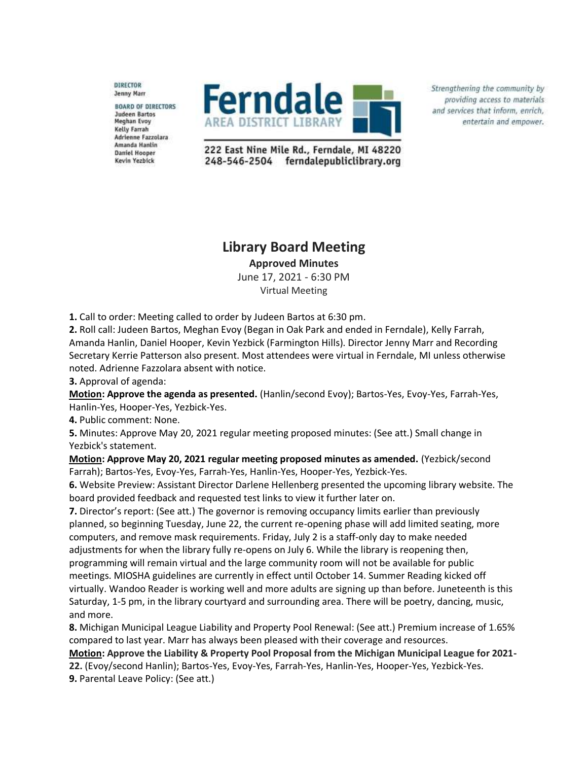DIRECTOR
Jenny Marr

BOARD OF DIRECTORS
Judeen Bartos
Meghan Evoy
Kelly Farrah
Adrienne Fazzolara
Amanda Hanlin
Daniel Hooper
Kevin Yezbick

**Ferndale**
AREA DISTRICT LIBRARY

222 East Nine Mile Rd., Ferndale, MI 48220
248-546-2504 ferndalepubliclibrary.org

*Strengthening the community by providing access to materials and services that inform, enrich, entertain and empower.*

# Library Board Meeting

**Approved Minutes**

June 17, 2021 - 6:30 PM

Virtual Meeting

**1.** Call to order: Meeting called to order by Judeen Bartos at 6:30 pm.

**2.** Roll call: Judeen Bartos, Meghan Evoy (Began in Oak Park and ended in Ferndale), Kelly Farrah, Amanda Hanlin, Daniel Hooper, Kevin Yezbick (Farmington Hills). Director Jenny Marr and Recording Secretary Kerrie Patterson also present. Most attendees were virtual in Ferndale, MI unless otherwise noted. Adrienne Fazzolara absent with notice.

**3.** Approval of agenda:

**Motion: Approve the agenda as presented.** (Hanlin/second Evoy); Bartos-Yes, Evoy-Yes, Farrah-Yes, Hanlin-Yes, Hooper-Yes, Yezbick-Yes.

**4.** Public comment: None.

**5.** Minutes: Approve May 20, 2021 regular meeting proposed minutes: (See att.) Small change in Yezbick's statement.

**Motion: Approve May 20, 2021 regular meeting proposed minutes as amended.** (Yezbick/second Farrah); Bartos-Yes, Evoy-Yes, Farrah-Yes, Hanlin-Yes, Hooper-Yes, Yezbick-Yes.

**6.** Website Preview: Assistant Director Darlene Hellenberg presented the upcoming library website. The board provided feedback and requested test links to view it further later on.

**7.** Director's report: (See att.) The governor is removing occupancy limits earlier than previously planned, so beginning Tuesday, June 22, the current re-opening phase will add limited seating, more computers, and remove mask requirements. Friday, July 2 is a staff-only day to make needed adjustments for when the library fully re-opens on July 6. While the library is reopening then, programming will remain virtual and the large community room will not be available for public meetings. MIOSHA guidelines are currently in effect until October 14. Summer Reading kicked off virtually. Wandoo Reader is working well and more adults are signing up than before. Juneteenth is this Saturday, 1-5 pm, in the library courtyard and surrounding area. There will be poetry, dancing, music, and more.

**8.** Michigan Municipal League Liability and Property Pool Renewal: (See att.) Premium increase of 1.65% compared to last year. Marr has always been pleased with their coverage and resources.

**Motion: Approve the Liability & Property Pool Proposal from the Michigan Municipal League for 2021-22.** (Evoy/second Hanlin); Bartos-Yes, Evoy-Yes, Farrah-Yes, Hanlin-Yes, Hooper-Yes, Yezbick-Yes.

**9.** Parental Leave Policy: (See att.)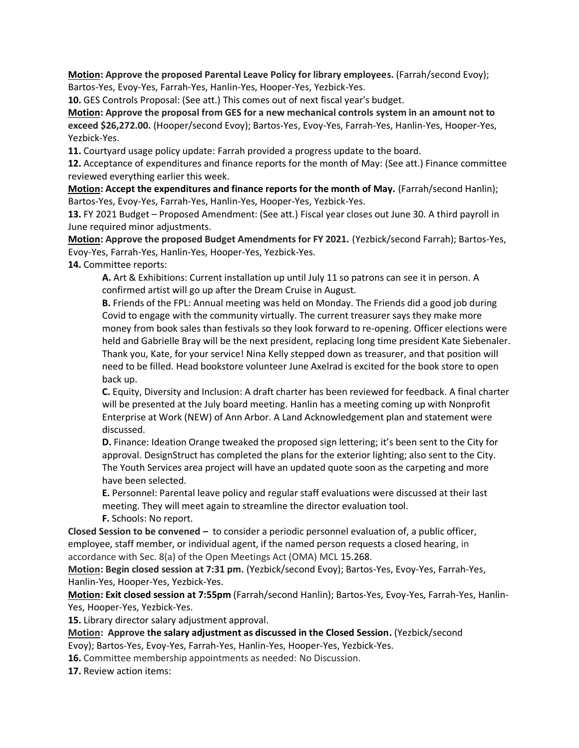**Motion: Approve the proposed Parental Leave Policy for library employees.** (Farrah/second Evoy); Bartos-Yes, Evoy-Yes, Farrah-Yes, Hanlin-Yes, Hooper-Yes, Yezbick-Yes.

**10.** GES Controls Proposal: (See att.) This comes out of next fiscal year's budget.

**Motion: Approve the proposal from GES for a new mechanical controls system in an amount not to exceed $26,272.00.** (Hooper/second Evoy); Bartos-Yes, Evoy-Yes, Farrah-Yes, Hanlin-Yes, Hooper-Yes, Yezbick-Yes.

**11.** Courtyard usage policy update: Farrah provided a progress update to the board.

**12.** Acceptance of expenditures and finance reports for the month of May: (See att.) Finance committee reviewed everything earlier this week.

**Motion: Accept the expenditures and finance reports for the month of May.** (Farrah/second Hanlin); Bartos-Yes, Evoy-Yes, Farrah-Yes, Hanlin-Yes, Hooper-Yes, Yezbick-Yes.

**13.** FY 2021 Budget – Proposed Amendment: (See att.) Fiscal year closes out June 30. A third payroll in June required minor adjustments.

**Motion: Approve the proposed Budget Amendments for FY 2021.** (Yezbick/second Farrah); Bartos-Yes, Evoy-Yes, Farrah-Yes, Hanlin-Yes, Hooper-Yes, Yezbick-Yes.

**14.** Committee reports:

**A.** Art & Exhibitions: Current installation up until July 11 so patrons can see it in person. A confirmed artist will go up after the Dream Cruise in August.

**B.** Friends of the FPL: Annual meeting was held on Monday. The Friends did a good job during Covid to engage with the community virtually. The current treasurer says they make more money from book sales than festivals so they look forward to re-opening. Officer elections were held and Gabrielle Bray will be the next president, replacing long time president Kate Siebenaler. Thank you, Kate, for your service! Nina Kelly stepped down as treasurer, and that position will need to be filled. Head bookstore volunteer June Axelrad is excited for the book store to open back up.

**C.** Equity, Diversity and Inclusion: A draft charter has been reviewed for feedback. A final charter will be presented at the July board meeting. Hanlin has a meeting coming up with Nonprofit Enterprise at Work (NEW) of Ann Arbor. A Land Acknowledgement plan and statement were discussed.

**D.** Finance: Ideation Orange tweaked the proposed sign lettering; it's been sent to the City for approval. DesignStruct has completed the plans for the exterior lighting; also sent to the City. The Youth Services area project will have an updated quote soon as the carpeting and more have been selected.

**E.** Personnel: Parental leave policy and regular staff evaluations were discussed at their last meeting. They will meet again to streamline the director evaluation tool.

**F.** Schools: No report.

**Closed Session to be convened –** to consider a periodic personnel evaluation of, a public officer, employee, staff member, or individual agent, if the named person requests a closed hearing, in accordance with Sec. 8(a) of the Open Meetings Act (OMA) MCL 15.268.

**Motion: Begin closed session at 7:31 pm.** (Yezbick/second Evoy); Bartos-Yes, Evoy-Yes, Farrah-Yes, Hanlin-Yes, Hooper-Yes, Yezbick-Yes.

**Motion: Exit closed session at 7:55pm** (Farrah/second Hanlin); Bartos-Yes, Evoy-Yes, Farrah-Yes, Hanlin-Yes, Hooper-Yes, Yezbick-Yes.

**15.** Library director salary adjustment approval.

**Motion: Approve the salary adjustment as discussed in the Closed Session.** (Yezbick/second Evoy); Bartos-Yes, Evoy-Yes, Farrah-Yes, Hanlin-Yes, Hooper-Yes, Yezbick-Yes.

**16.** Committee membership appointments as needed: No Discussion.

**17.** Review action items: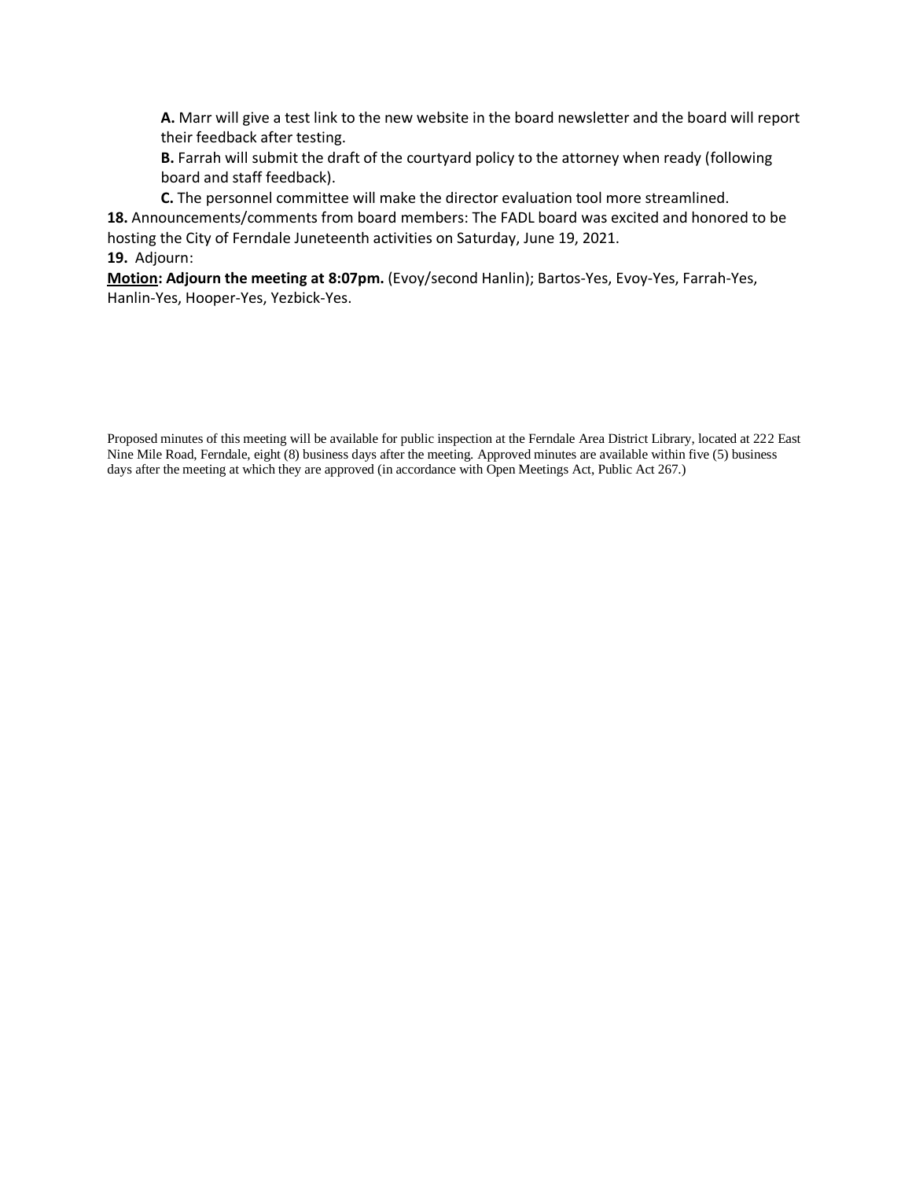**A.** Marr will give a test link to the new website in the board newsletter and the board will report their feedback after testing.

**B.** Farrah will submit the draft of the courtyard policy to the attorney when ready (following board and staff feedback).

**C.** The personnel committee will make the director evaluation tool more streamlined.

**18.** Announcements/comments from board members: The FADL board was excited and honored to be hosting the City of Ferndale Juneteenth activities on Saturday, June 19, 2021.

**19.** Adjourn:

**Motion: Adjourn the meeting at 8:07pm.** (Evoy/second Hanlin); Bartos-Yes, Evoy-Yes, Farrah-Yes, Hanlin-Yes, Hooper-Yes, Yezbick-Yes.

Proposed minutes of this meeting will be available for public inspection at the Ferndale Area District Library, located at 222 East Nine Mile Road, Ferndale, eight (8) business days after the meeting. Approved minutes are available within five (5) business days after the meeting at which they are approved (in accordance with Open Meetings Act, Public Act 267.)